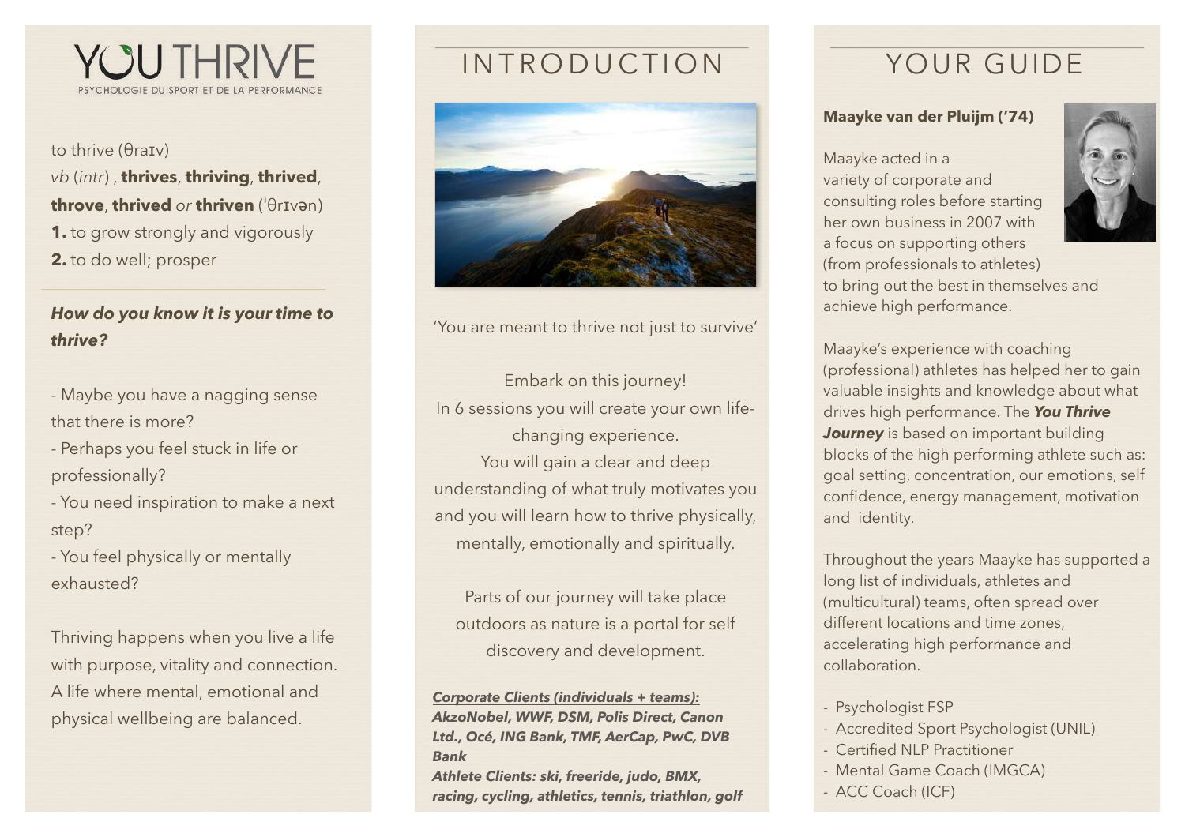# YOU THRIVE

PSYCHOLOGIE DU SPORT ET DE LA PERFORMANCE

to thrive (θraɪv)
*vb* (*intr*) , **thrives**, **thriving**, **thrived**, **throve**, **thrived** *or* **thriven** ('θrɪvən)
**1.** to grow strongly and vigorously
**2.** to do well; prosper

***How do you know it is your time to thrive?***

- Maybe you have a nagging sense that there is more?
- Perhaps you feel stuck in life or professionally?
- You need inspiration to make a next step?
- You feel physically or mentally exhausted?

Thriving happens when you live a life with purpose, vitality and connection. A life where mental, emotional and physical wellbeing are balanced.

# INTRODUCTION

'You are meant to thrive not just to survive'

Embark on this journey!
In 6 sessions you will create your own life-changing experience.
You will gain a clear and deep understanding of what truly motivates you and you will learn how to thrive physically, mentally, emotionally and spiritually.

Parts of our journey will take place outdoors as nature is a portal for self discovery and development.

***Corporate Clients (individuals + teams):*** ***AkzoNobel, WWF, DSM, Polis Direct, Canon Ltd., Océ, ING Bank, TMF, AerCap, PwC, DVB Bank***
***Athlete Clients:*** ***ski, freeride, judo, BMX, racing, cycling, athletics, tennis, triathlon, golf***

# YOUR GUIDE

**Maayke van der Pluijm ('74)**

Maayke acted in a variety of corporate and consulting roles before starting her own business in 2007 with a focus on supporting others (from professionals to athletes) to bring out the best in themselves and achieve high performance.

Maayke's experience with coaching (professional) athletes has helped her to gain valuable insights and knowledge about what drives high performance. The ***You Thrive Journey*** is based on important building blocks of the high performing athlete such as: goal setting, concentration, our emotions, self confidence, energy management, motivation and identity.

Throughout the years Maayke has supported a long list of individuals, athletes and (multicultural) teams, often spread over different locations and time zones, accelerating high performance and collaboration.

- Psychologist FSP
- Accredited Sport Psychologist (UNIL)
- Certified NLP Practitioner
- Mental Game Coach (IMGCA)
- ACC Coach (ICF)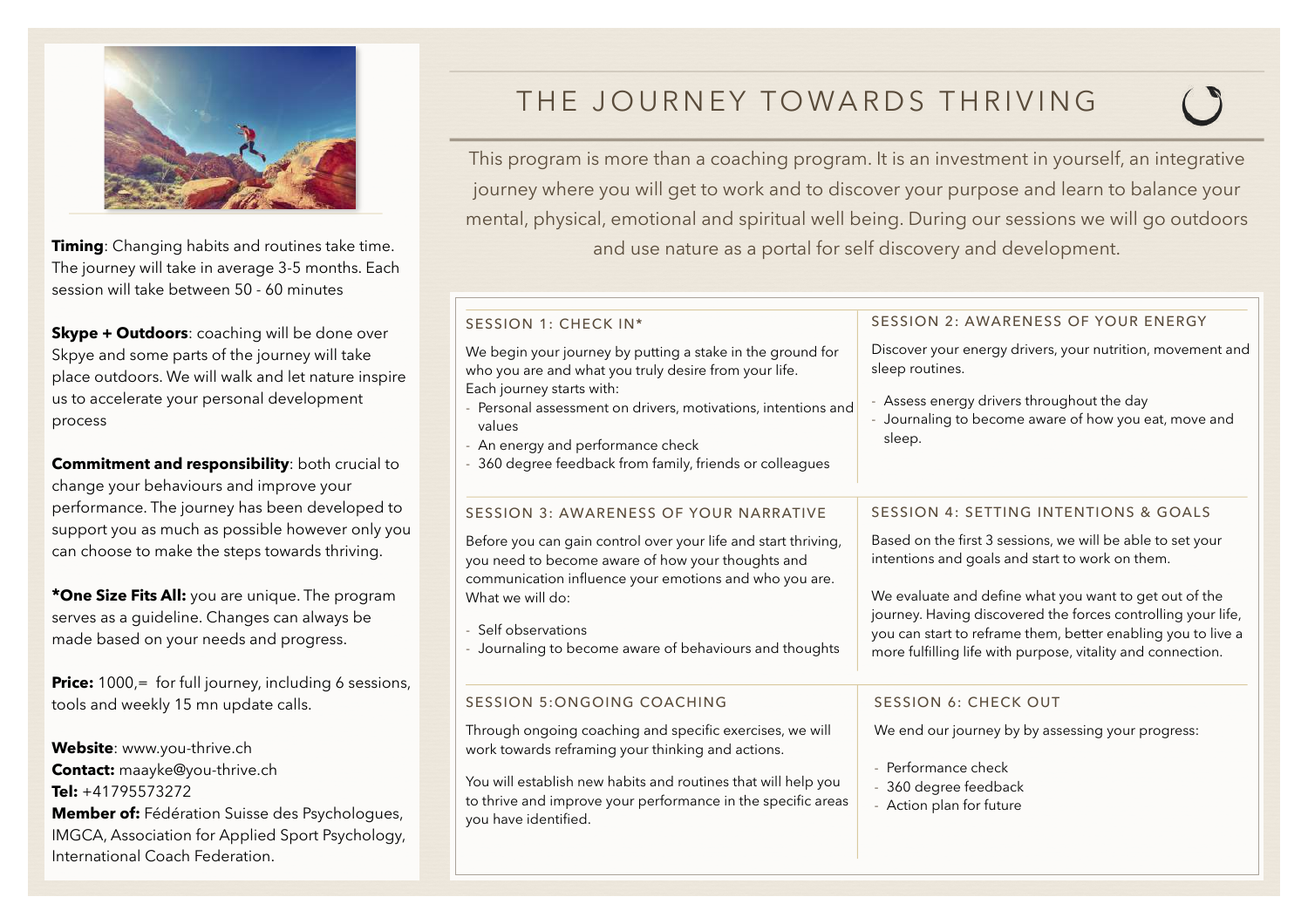# THE JOURNEY TOWARDS THRIVING

This program is more than a coaching program. It is an investment in yourself, an integrative journey where you will get to work and to discover your purpose and learn to balance your mental, physical, emotional and spiritual well being. During our sessions we will go outdoors and use nature as a portal for self discovery and development.

**Timing**: Changing habits and routines take time. The journey will take in average 3-5 months. Each session will take between 50 - 60 minutes

**Skype + Outdoors**: coaching will be done over Skpye and some parts of the journey will take place outdoors. We will walk and let nature inspire us to accelerate your personal development process

**Commitment and responsibility**: both crucial to change your behaviours and improve your performance. The journey has been developed to support you as much as possible however only you can choose to make the steps towards thriving.

***One Size Fits All:** you are unique. The program serves as a guideline. Changes can always be made based on your needs and progress.

**Price:** 1000,= for full journey, including 6 sessions, tools and weekly 15 mn update calls.

**Website**: www.you-thrive.ch
**Contact:** maayke@you-thrive.ch
**Tel:** +41795573272
**Member of:** Fédération Suisse des Psychologues, IMGCA, Association for Applied Sport Psychology, International Coach Federation.

## SESSION 1: CHECK IN*

We begin your journey by putting a stake in the ground for who you are and what you truly desire from your life.
Each journey starts with:

- Personal assessment on drivers, motivations, intentions and values
- An energy and performance check
- 360 degree feedback from family, friends or colleagues

## SESSION 2: AWARENESS OF YOUR ENERGY

Discover your energy drivers, your nutrition, movement and sleep routines.

- Assess energy drivers throughout the day
- Journaling to become aware of how you eat, move and sleep.

## SESSION 3: AWARENESS OF YOUR NARRATIVE

Before you can gain control over your life and start thriving, you need to become aware of how your thoughts and communication influence your emotions and who you are. What we will do:

- Self observations
- Journaling to become aware of behaviours and thoughts

## SESSION 4: SETTING INTENTIONS & GOALS

Based on the first 3 sessions, we will be able to set your intentions and goals and start to work on them.

We evaluate and define what you want to get out of the journey. Having discovered the forces controlling your life, you can start to reframe them, better enabling you to live a more fulfilling life with purpose, vitality and connection.

## SESSION 5:ONGOING COACHING

Through ongoing coaching and specific exercises, we will work towards reframing your thinking and actions.

You will establish new habits and routines that will help you to thrive and improve your performance in the specific areas you have identified.

## SESSION 6: CHECK OUT

We end our journey by by assessing your progress:

- Performance check
- 360 degree feedback
- Action plan for future